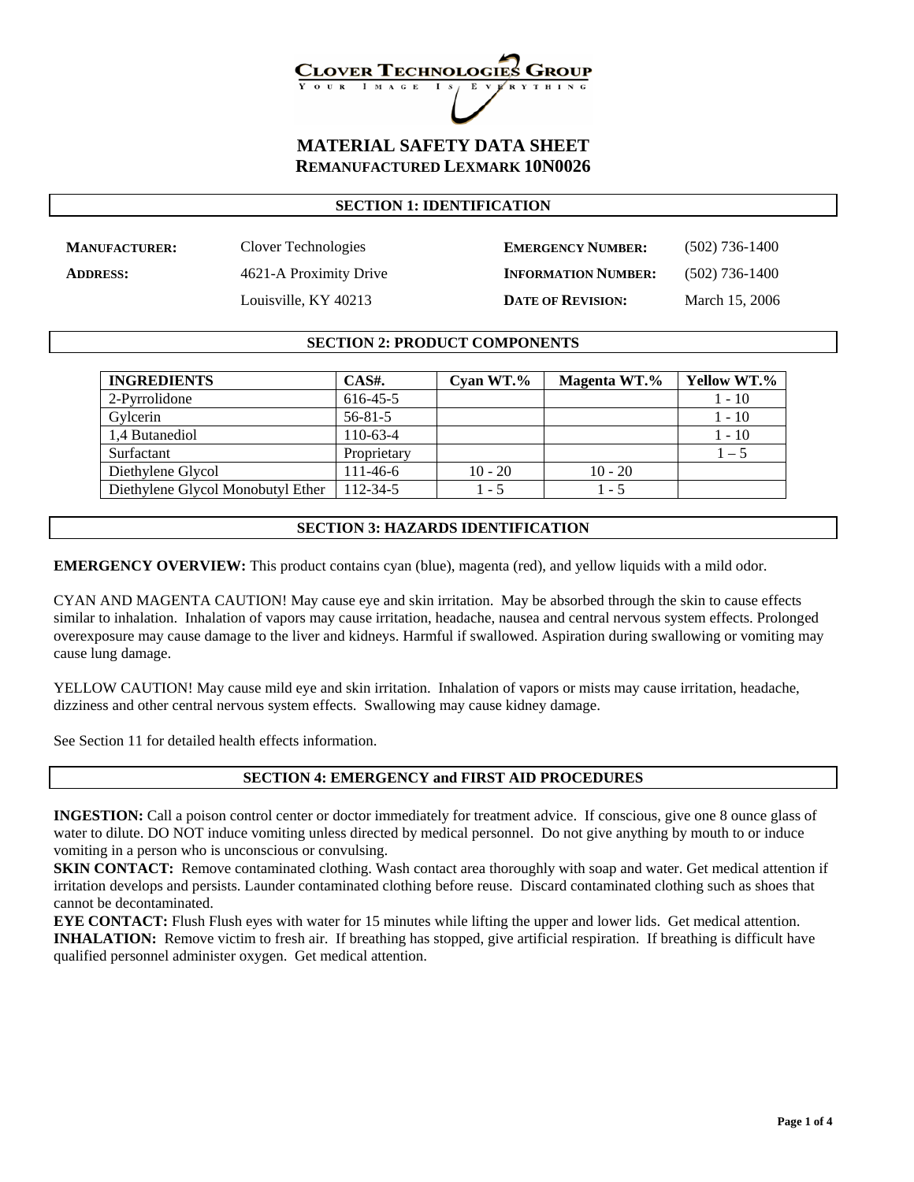**CLOVER TECHNOLOGIES GROUP**
YOUR IMAGE IS EVERYTHING

# MATERIAL SAFETY DATA SHEET
## REMANUFACTURED LEXMARK 10N0026

## SECTION 1: IDENTIFICATION

| | | | |
|---|---|---|---|
| **MANUFACTURER:** | Clover Technologies | **EMERGENCY NUMBER:** | (502) 736-1400 |
| **ADDRESS:** | 4621-A Proximity Drive | **INFORMATION NUMBER:** | (502) 736-1400 |
| | Louisville, KY 40213 | **DATE OF REVISION:** | March 15, 2006 |

## SECTION 2: PRODUCT COMPONENTS

| INGREDIENTS | CAS#. | Cyan WT.% | Magenta WT.% | Yellow WT.% |
|---|---|---|---|---|
| 2-Pyrrolidone | 616-45-5 | | | 1 - 10 |
| Gylcerin | 56-81-5 | | | 1 - 10 |
| 1,4 Butanediol | 110-63-4 | | | 1 - 10 |
| Surfactant | Proprietary | | | 1 – 5 |
| Diethylene Glycol | 111-46-6 | 10 - 20 | 10 - 20 | |
| Diethylene Glycol Monobutyl Ether | 112-34-5 | 1 - 5 | 1 - 5 | |

## SECTION 3: HAZARDS IDENTIFICATION

**EMERGENCY OVERVIEW:** This product contains cyan (blue), magenta (red), and yellow liquids with a mild odor.

CYAN AND MAGENTA CAUTION! May cause eye and skin irritation. May be absorbed through the skin to cause effects similar to inhalation. Inhalation of vapors may cause irritation, headache, nausea and central nervous system effects. Prolonged overexposure may cause damage to the liver and kidneys. Harmful if swallowed. Aspiration during swallowing or vomiting may cause lung damage.

YELLOW CAUTION! May cause mild eye and skin irritation. Inhalation of vapors or mists may cause irritation, headache, dizziness and other central nervous system effects. Swallowing may cause kidney damage.

See Section 11 for detailed health effects information.

## SECTION 4: EMERGENCY and FIRST AID PROCEDURES

**INGESTION:** Call a poison control center or doctor immediately for treatment advice. If conscious, give one 8 ounce glass of water to dilute. DO NOT induce vomiting unless directed by medical personnel. Do not give anything by mouth to or induce vomiting in a person who is unconscious or convulsing.
**SKIN CONTACT:** Remove contaminated clothing. Wash contact area thoroughly with soap and water. Get medical attention if irritation develops and persists. Launder contaminated clothing before reuse. Discard contaminated clothing such as shoes that cannot be decontaminated.
**EYE CONTACT:** Flush Flush eyes with water for 15 minutes while lifting the upper and lower lids. Get medical attention.
**INHALATION:** Remove victim to fresh air. If breathing has stopped, give artificial respiration. If breathing is difficult have qualified personnel administer oxygen. Get medical attention.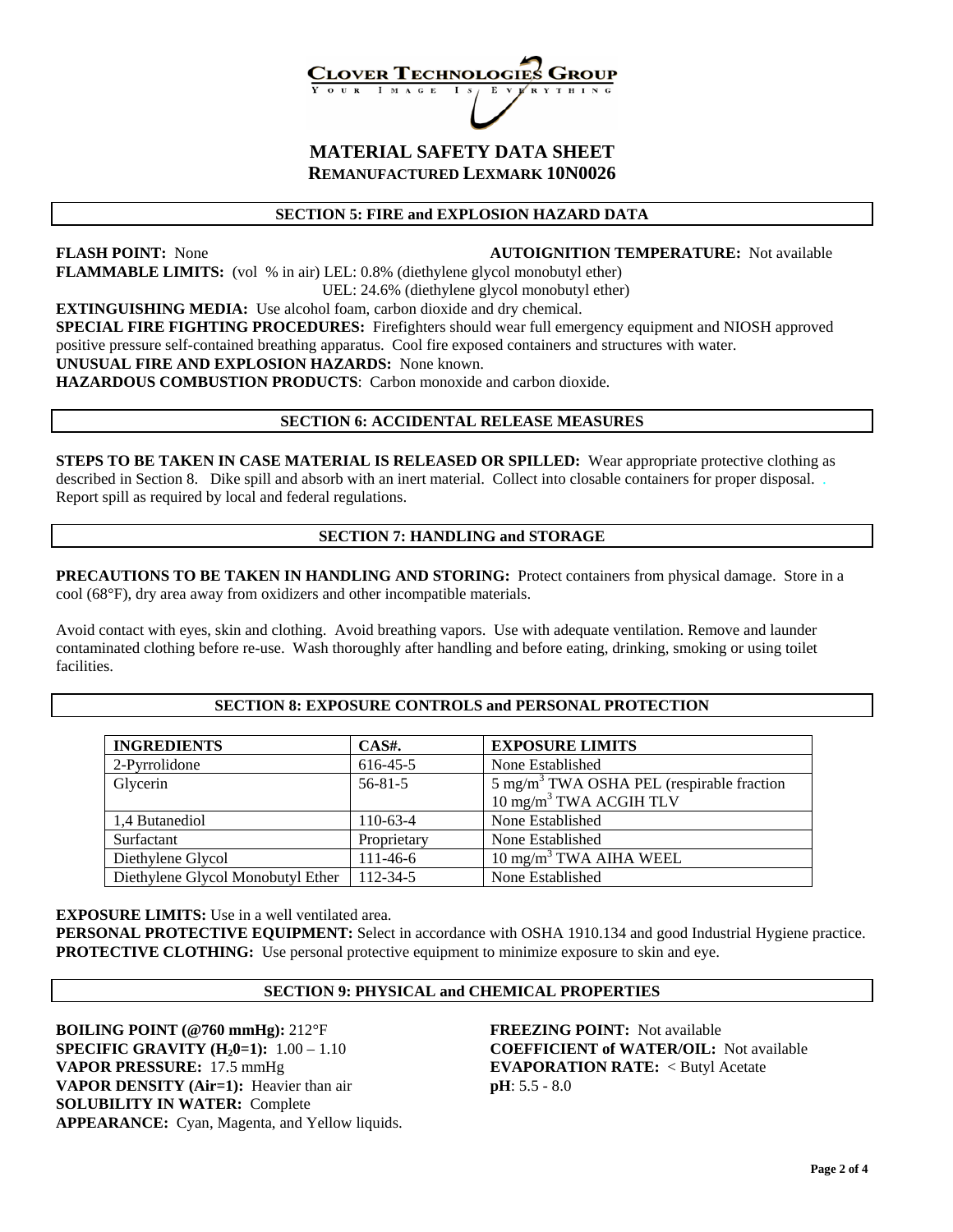**CLOVER TECHNOLOGIES GROUP**
YOUR IMAGE IS EVERYTHING

# MATERIAL SAFETY DATA SHEET
## REMANUFACTURED LEXMARK 10N0026

## SECTION 5: FIRE and EXPLOSION HAZARD DATA

**FLASH POINT:** None

**AUTOIGNITION TEMPERATURE:** Not available

**FLAMMABLE LIMITS:** (vol % in air) LEL: 0.8% (diethylene glycol monobutyl ether)
UEL: 24.6% (diethylene glycol monobutyl ether)

**EXTINGUISHING MEDIA:** Use alcohol foam, carbon dioxide and dry chemical.

**SPECIAL FIRE FIGHTING PROCEDURES:** Firefighters should wear full emergency equipment and NIOSH approved positive pressure self-contained breathing apparatus. Cool fire exposed containers and structures with water.

**UNUSUAL FIRE AND EXPLOSION HAZARDS:** None known.

**HAZARDOUS COMBUSTION PRODUCTS**: Carbon monoxide and carbon dioxide.

## SECTION 6: ACCIDENTAL RELEASE MEASURES

**STEPS TO BE TAKEN IN CASE MATERIAL IS RELEASED OR SPILLED:** Wear appropriate protective clothing as described in Section 8. Dike spill and absorb with an inert material. Collect into closable containers for proper disposal. Report spill as required by local and federal regulations.

## SECTION 7: HANDLING and STORAGE

**PRECAUTIONS TO BE TAKEN IN HANDLING AND STORING:** Protect containers from physical damage. Store in a cool (68°F), dry area away from oxidizers and other incompatible materials.

Avoid contact with eyes, skin and clothing. Avoid breathing vapors. Use with adequate ventilation. Remove and launder contaminated clothing before re-use. Wash thoroughly after handling and before eating, drinking, smoking or using toilet facilities.

## SECTION 8: EXPOSURE CONTROLS and PERSONAL PROTECTION

| INGREDIENTS | CAS#. | EXPOSURE LIMITS |
|---|---|---|
| 2-Pyrrolidone | 616-45-5 | None Established |
| Glycerin | 56-81-5 | 5 mg/m$^3$ TWA OSHA PEL (respirable fraction<br>10 mg/m$^3$ TWA ACGIH TLV |
| 1,4 Butanediol | 110-63-4 | None Established |
| Surfactant | Proprietary | None Established |
| Diethylene Glycol | 111-46-6 | 10 mg/m$^3$ TWA AIHA WEEL |
| Diethylene Glycol Monobutyl Ether | 112-34-5 | None Established |

**EXPOSURE LIMITS:** Use in a well ventilated area.

**PERSONAL PROTECTIVE EQUIPMENT:** Select in accordance with OSHA 1910.134 and good Industrial Hygiene practice.

**PROTECTIVE CLOTHING:** Use personal protective equipment to minimize exposure to skin and eye.

## SECTION 9: PHYSICAL and CHEMICAL PROPERTIES

**BOILING POINT (@760 mmHg):** 212°F

**SPECIFIC GRAVITY ($H_2O$=1):** 1.00 – 1.10

**VAPOR PRESSURE:** 17.5 mmHg

**VAPOR DENSITY (Air=1):** Heavier than air

**SOLUBILITY IN WATER:** Complete

**APPEARANCE:** Cyan, Magenta, and Yellow liquids.

**FREEZING POINT:** Not available

**COEFFICIENT of WATER/OIL:** Not available

**EVAPORATION RATE:** < Butyl Acetate

**pH**: 5.5 - 8.0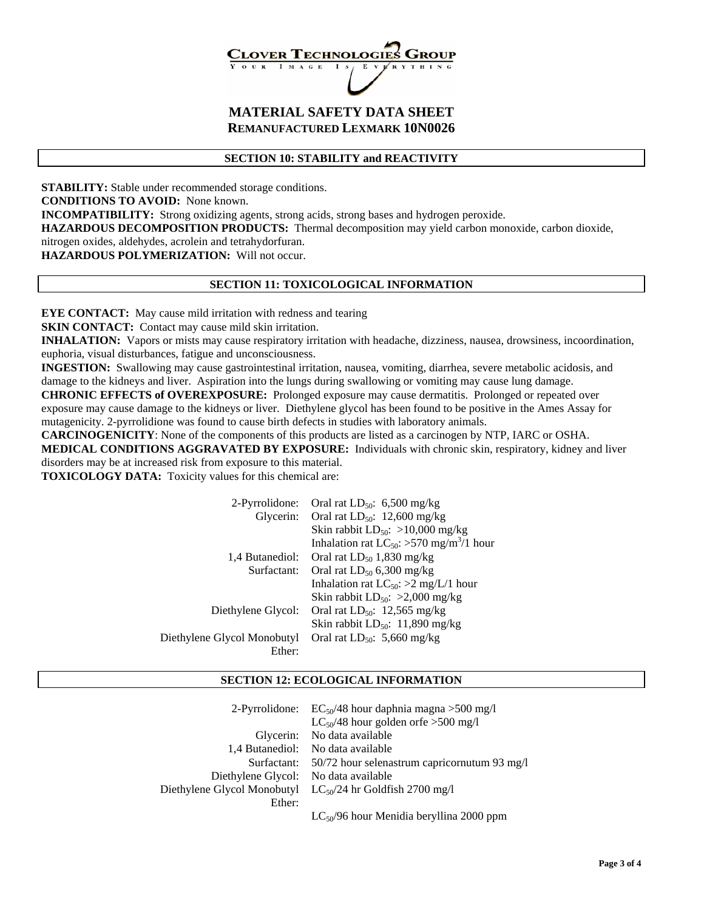**CLOVER TECHNOLOGIES GROUP**
YOUR IMAGE IS EVERYTHING

# MATERIAL SAFETY DATA SHEET
## REMANUFACTURED LEXMARK 10N0026

### SECTION 10: STABILITY and REACTIVITY

**STABILITY:** Stable under recommended storage conditions.
**CONDITIONS TO AVOID:** None known.
**INCOMPATIBILITY:** Strong oxidizing agents, strong acids, strong bases and hydrogen peroxide.
**HAZARDOUS DECOMPOSITION PRODUCTS:** Thermal decomposition may yield carbon monoxide, carbon dioxide, nitrogen oxides, aldehydes, acrolein and tetrahydorfuran.
**HAZARDOUS POLYMERIZATION:** Will not occur.

### SECTION 11: TOXICOLOGICAL INFORMATION

**EYE CONTACT:** May cause mild irritation with redness and tearing
**SKIN CONTACT:** Contact may cause mild skin irritation.
**INHALATION:** Vapors or mists may cause respiratory irritation with headache, dizziness, nausea, drowsiness, incoordination, euphoria, visual disturbances, fatigue and unconsciousness.
**INGESTION:** Swallowing may cause gastrointestinal irritation, nausea, vomiting, diarrhea, severe metabolic acidosis, and damage to the kidneys and liver. Aspiration into the lungs during swallowing or vomiting may cause lung damage.
**CHRONIC EFFECTS of OVEREXPOSURE:** Prolonged exposure may cause dermatitis. Prolonged or repeated over exposure may cause damage to the kidneys or liver. Diethylene glycol has been found to be positive in the Ames Assay for mutagenicity. 2-pyrrolidione was found to cause birth defects in studies with laboratory animals.
**CARCINOGENICITY**: None of the components of this products are listed as a carcinogen by NTP, IARC or OSHA.
**MEDICAL CONDITIONS AGGRAVATED BY EXPOSURE:** Individuals with chronic skin, respiratory, kidney and liver disorders may be at increased risk from exposure to this material.
**TOXICOLOGY DATA:** Toxicity values for this chemical are:

| | |
|---|---|
| 2-Pyrrolidone: | Oral rat $LD_{50}$: 6,500 mg/kg |
| Glycerin: | Oral rat $LD_{50}$: 12,600 mg/kg |
| | Skin rabbit $LD_{50}$: >10,000 mg/kg |
| | Inhalation rat $LC_{50}$: >570 mg/m$^3$/1 hour |
| 1,4 Butanediol: | Oral rat $LD_{50}$ 1,830 mg/kg |
| Surfactant: | Oral rat $LD_{50}$ 6,300 mg/kg |
| | Inhalation rat $LC_{50}$: >2 mg/L/1 hour |
| | Skin rabbit $LD_{50}$: >2,000 mg/kg |
| Diethylene Glycol: | Oral rat $LD_{50}$: 12,565 mg/kg |
| | Skin rabbit $LD_{50}$: 11,890 mg/kg |
| Diethylene Glycol Monobutyl Ether: | Oral rat $LD_{50}$: 5,660 mg/kg |

### SECTION 12: ECOLOGICAL INFORMATION

| | |
|---|---|
| 2-Pyrrolidone: | $EC_{50}$/48 hour daphnia magna >500 mg/l |
| | $LC_{50}$/48 hour golden orfe >500 mg/l |
| Glycerin: | No data available |
| 1,4 Butanediol: | No data available |
| Surfactant: | 50/72 hour selenastrum capricornutum 93 mg/l |
| Diethylene Glycol: | No data available |
| Diethylene Glycol Monobutyl Ether: | $LC_{50}$/24 hr Goldfish 2700 mg/l |
| | $LC_{50}$/96 hour Menidia beryllina 2000 ppm |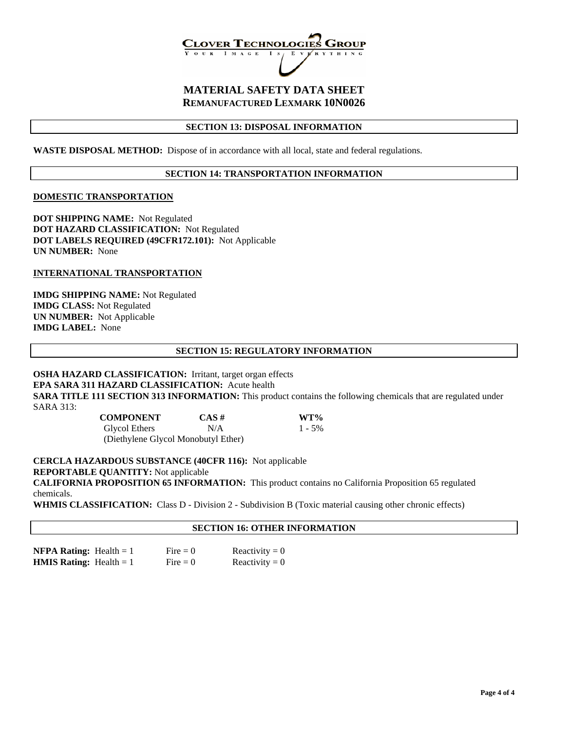**CLOVER TECHNOLOGIES GROUP**
YOUR IMAGE IS EVERYTHING

# MATERIAL SAFETY DATA SHEET
## REMANUFACTURED LEXMARK 10N0026

### SECTION 13: DISPOSAL INFORMATION

**WASTE DISPOSAL METHOD:** Dispose of in accordance with all local, state and federal regulations.

### SECTION 14: TRANSPORTATION INFORMATION

**DOMESTIC TRANSPORTATION**

**DOT SHIPPING NAME:** Not Regulated
**DOT HAZARD CLASSIFICATION:** Not Regulated
**DOT LABELS REQUIRED (49CFR172.101):** Not Applicable
**UN NUMBER:** None

**INTERNATIONAL TRANSPORTATION**

**IMDG SHIPPING NAME:** Not Regulated
**IMDG CLASS:** Not Regulated
**UN NUMBER:** Not Applicable
**IMDG LABEL:** None

### SECTION 15: REGULATORY INFORMATION

**OSHA HAZARD CLASSIFICATION:** Irritant, target organ effects
**EPA SARA 311 HAZARD CLASSIFICATION:** Acute health
**SARA TITLE 111 SECTION 313 INFORMATION:** This product contains the following chemicals that are regulated under SARA 313:

| COMPONENT | CAS # | WT% |
|---|---|---|
| Glycol Ethers (Diethylene Glycol Monobutyl Ether) | N/A | 1 - 5% |

**CERCLA HAZARDOUS SUBSTANCE (40CFR 116):** Not applicable
**REPORTABLE QUANTITY:** Not applicable
**CALIFORNIA PROPOSITION 65 INFORMATION:** This product contains no California Proposition 65 regulated chemicals.
**WHMIS CLASSIFICATION:** Class D - Division 2 - Subdivision B (Toxic material causing other chronic effects)

### SECTION 16: OTHER INFORMATION

| | | | |
|---|---|---|---|
| **NFPA Rating:** | Health = 1 | Fire = 0 | Reactivity = 0 |
| **HMIS Rating:** | Health = 1 | Fire = 0 | Reactivity = 0 |